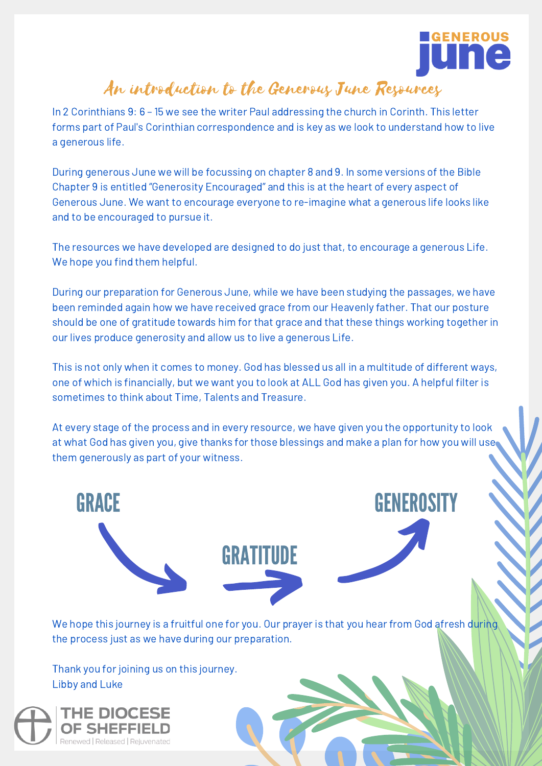GENEROUS june

# An introduction to the Generous June Resources

In 2 Corinthians 9: 6 – 15 we see the writer Paul addressing the church in Corinth. This letter forms part of Paul's Corinthian correspondence and is key as we look to understand how to live a generous life.

During generous June we will be focussing on chapter 8 and 9. In some versions of the Bible Chapter 9 is entitled "Generosity Encouraged" and this is at the heart of every aspect of Generous June. We want to encourage everyone to re-imagine what a generous life looks like and to be encouraged to pursue it.

The resources we have developed are designed to do just that, to encourage a generous Life. We hope you find them helpful.

During our preparation for Generous June, while we have been studying the passages, we have been reminded again how we have received grace from our Heavenly father. That our posture should be one of gratitude towards him for that grace and that these things working together in our lives produce generosity and allow us to live a generous Life.

This is not only when it comes to money. God has blessed us all in a multitude of different ways, one of which is financially, but we want you to look at ALL God has given you. A helpful filter is sometimes to think about Time, Talents and Treasure.

At every stage of the process and in every resource, we have given you the opportunity to look at what God has given you, give thanks for those blessings and make a plan for how you will use them generously as part of your witness.

GRACE → GRATITUDE → GENEROSITY

We hope this journey is a fruitful one for you. Our prayer is that you hear from God afresh during the process just as we have during our preparation.

Thank you for joining us on this journey.
Libby and Luke

THE DIOCESE OF SHEFFIELD
Renewed | Released | Rejuvenated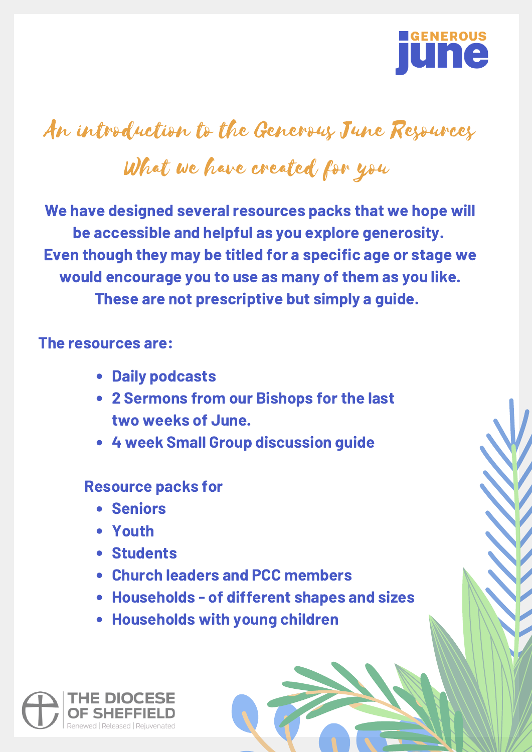GENEROUS june

# An introduction to the Generous June Resources

## What we have created for you

**We have designed several resources packs that we hope will be accessible and helpful as you explore generosity. Even though they may be titled for a specific age or stage we would encourage you to use as many of them as you like. These are not prescriptive but simply a guide.**

**The resources are:**

- **Daily podcasts**
- **2 Sermons from our Bishops for the last two weeks of June.**
- **4 week Small Group discussion guide**

**Resource packs for**

- **Seniors**
- **Youth**
- **Students**
- **Church leaders and PCC members**
- **Households - of different shapes and sizes**
- **Households with young children**

THE DIOCESE OF SHEFFIELD
Renewed | Released | Rejuvenated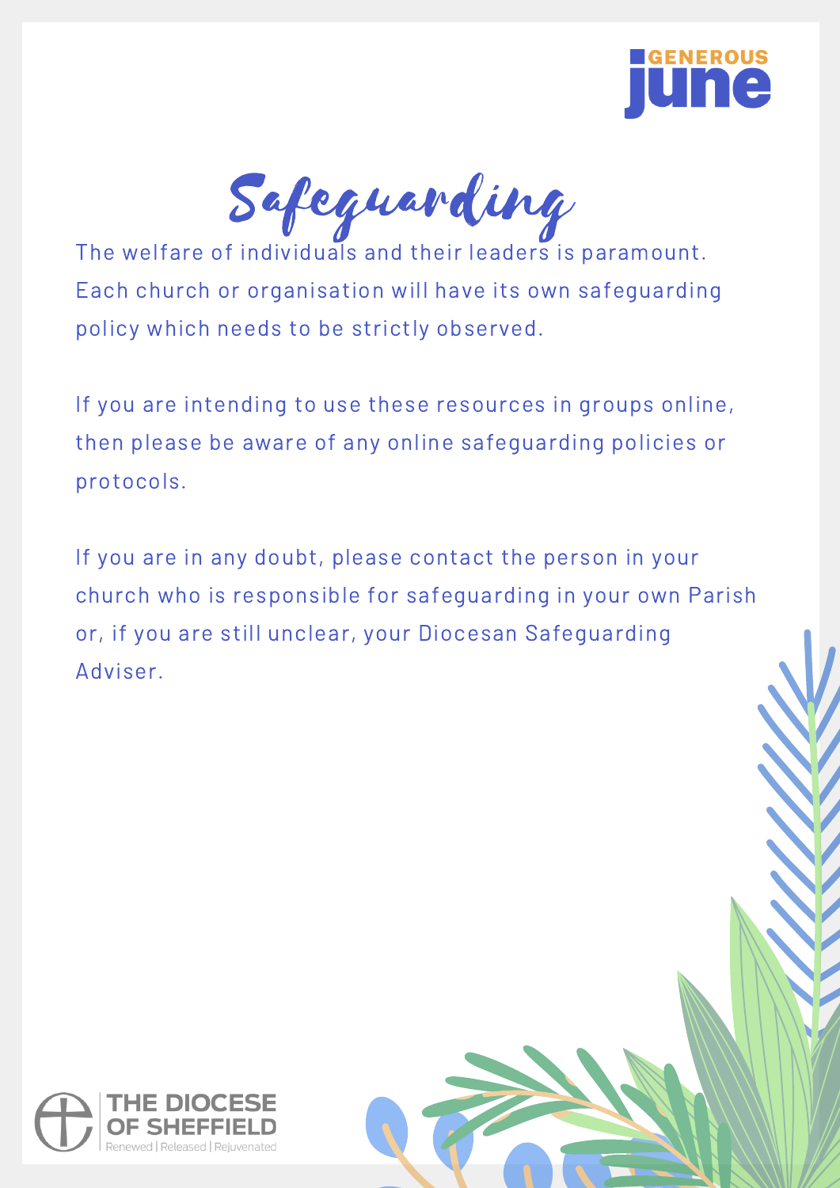# Safeguarding

The welfare of individuals and their leaders is paramount. Each church or organisation will have its own safeguarding policy which needs to be strictly observed.

If you are intending to use these resources in groups online, then please be aware of any online safeguarding policies or protocols.

If you are in any doubt, please contact the person in your church who is responsible for safeguarding in your own Parish or, if you are still unclear, your Diocesan Safeguarding Adviser.